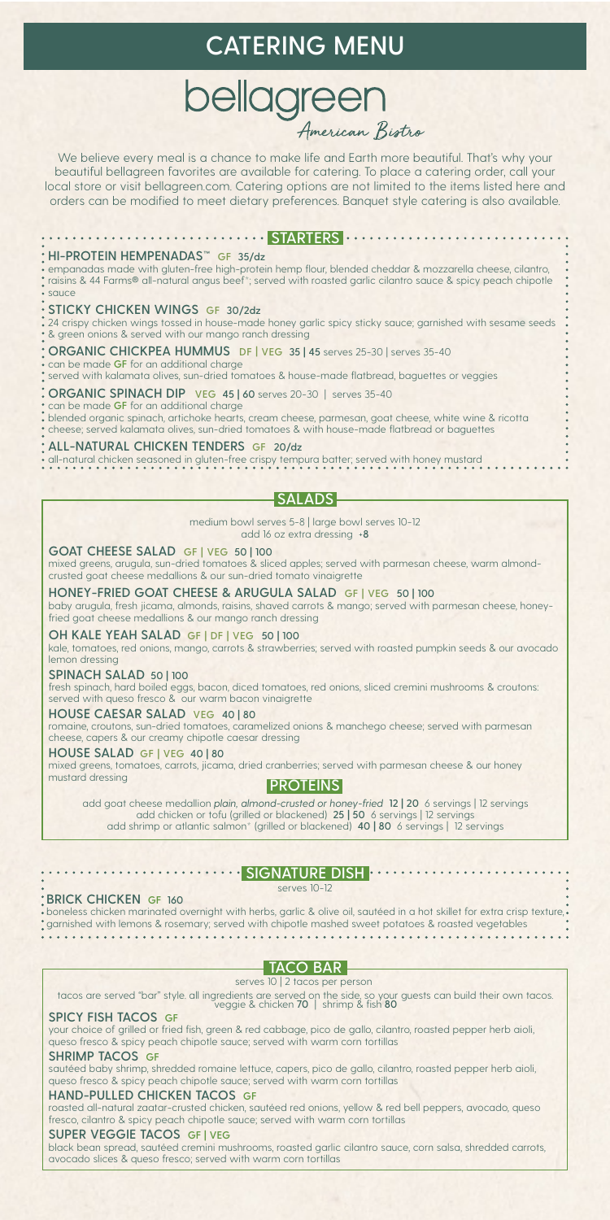# CATERING MENU

# bellagreen

*American Bistro*

We believe every meal is a chance to make life and Earth more beautiful. That's why your beautiful bellagreen favorites are available for catering. To place a catering order, call your local store or visit bellagreen.com. Catering options are not limited to the items listed here and orders can be modified to meet dietary preferences. Banquet style catering is also available.

## STARTERS

**HI-PROTEIN HEMPENADAS™** GF 35/dz
empanadas made with gluten-free high-protein hemp flour, blended cheddar & mozzarella cheese, cilantro, raisins & 44 Farms® all-natural angus beef*; served with roasted garlic cilantro sauce & spicy peach chipotle sauce

**STICKY CHICKEN WINGS** GF 30/2dz
24 crispy chicken wings tossed in house-made honey garlic spicy sticky sauce; garnished with sesame seeds & green onions & served with our mango ranch dressing

**ORGANIC CHICKPEA HUMMUS** DF | VEG 35 | 45 serves 25-30 | serves 35-40
can be made GF for an additional charge
served with kalamata olives, sun-dried tomatoes & house-made flatbread, baguettes or veggies

**ORGANIC SPINACH DIP** VEG 45 | 60 serves 20-30 | serves 35-40
can be made GF for an additional charge
blended organic spinach, artichoke hearts, cream cheese, parmesan, goat cheese, white wine & ricotta cheese; served kalamata olives, sun-dried tomatoes & with house-made flatbread or baguettes

**ALL-NATURAL CHICKEN TENDERS** GF 20/dz
all-natural chicken seasoned in gluten-free crispy tempura batter; served with honey mustard

## SALADS

medium bowl serves 5-8 | large bowl serves 10-12
add 16 oz extra dressing +8

**GOAT CHEESE SALAD** GF | VEG 50 | 100
mixed greens, arugula, sun-dried tomatoes & sliced apples; served with parmesan cheese, warm almond-crusted goat cheese medallions & our sun-dried tomato vinaigrette

**HONEY-FRIED GOAT CHEESE & ARUGULA SALAD** GF | VEG 50 | 100
baby arugula, fresh jicama, almonds, raisins, shaved carrots & mango; served with parmesan cheese, honey-fried goat cheese medallions & our mango ranch dressing

**OH KALE YEAH SALAD** GF | DF | VEG 50 | 100
kale, tomatoes, red onions, mango, carrots & strawberries; served with roasted pumpkin seeds & our avocado lemon dressing

**SPINACH SALAD** 50 | 100
fresh spinach, hard boiled eggs, bacon, diced tomatoes, red onions, sliced cremini mushrooms & croutons: served with queso fresco & our warm bacon vinaigrette

**HOUSE CAESAR SALAD** VEG 40 | 80
romaine, croutons, sun-dried tomatoes, caramelized onions & manchego cheese; served with parmesan cheese, capers & our creamy chipotle caesar dressing

**HOUSE SALAD** GF | VEG 40 | 80
mixed greens, tomatoes, carrots, jicama, dried cranberries; served with parmesan cheese & our honey mustard dressing

### PROTEINS

add goat cheese medallion *plain, almond-crusted or honey-fried* 12 | 20 6 servings | 12 servings
add chicken or tofu (grilled or blackened) 25 | 50 6 servings | 12 servings
add shrimp or atlantic salmon* (grilled or blackened) 40 | 80 6 servings | 12 servings

## SIGNATURE DISH

serves 10-12

**BRICK CHICKEN** GF 160
boneless chicken marinated overnight with herbs, garlic & olive oil, sautéed in a hot skillet for extra crisp texture, garnished with lemons & rosemary; served with chipotle mashed sweet potatoes & roasted vegetables

## TACO BAR

serves 10 | 2 tacos per person

tacos are served "bar" style. all ingredients are served on the side, so your guests can build their own tacos.
veggie & chicken 70 | shrimp & fish 80

**SPICY FISH TACOS** GF
your choice of grilled or fried fish, green & red cabbage, pico de gallo, cilantro, roasted pepper herb aioli, queso fresco & spicy peach chipotle sauce; served with warm corn tortillas

**SHRIMP TACOS** GF
sautéed baby shrimp, shredded romaine lettuce, capers, pico de gallo, cilantro, roasted pepper herb aioli, queso fresco & spicy peach chipotle sauce; served with warm corn tortillas

**HAND-PULLED CHICKEN TACOS** GF
roasted all-natural zaatar-crusted chicken, sautéed red onions, yellow & red bell peppers, avocado, queso fresco, cilantro & spicy peach chipotle sauce; served with warm corn tortillas

**SUPER VEGGIE TACOS** GF | VEG
black bean spread, sautéed cremini mushrooms, roasted garlic cilantro sauce, corn salsa, shredded carrots, avocado slices & queso fresco; served with warm corn tortillas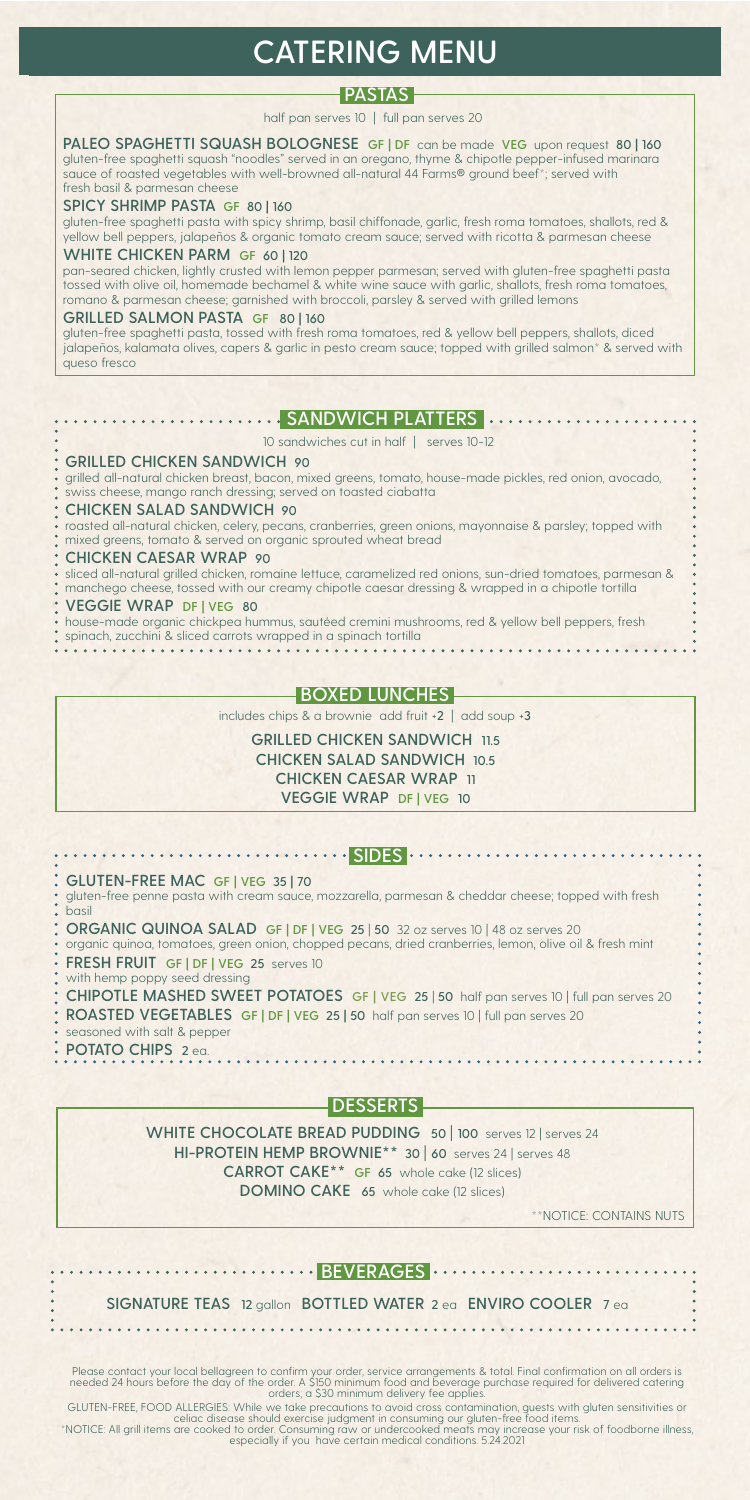# CATERING MENU

## PASTAS

half pan serves 10 | full pan serves 20

**PALEO SPAGHETTI SQUASH BOLOGNESE** GF | DF can be made VEG upon request **80 | 160**
gluten-free spaghetti squash "noodles" served in an oregano, thyme & chipotle pepper-infused marinara sauce of roasted vegetables with well-browned all-natural 44 Farms® ground beef*; served with fresh basil & parmesan cheese

**SPICY SHRIMP PASTA** GF **80 | 160**
gluten-free spaghetti pasta with spicy shrimp, basil chiffonade, garlic, fresh roma tomatoes, shallots, red & yellow bell peppers, jalapeños & organic tomato cream sauce; served with ricotta & parmesan cheese

**WHITE CHICKEN PARM** GF **60 | 120**
pan-seared chicken, lightly crusted with lemon pepper parmesan; served with gluten-free spaghetti pasta tossed with olive oil, homemade bechamel & white wine sauce with garlic, shallots, fresh roma tomatoes, romano & parmesan cheese; garnished with broccoli, parsley & served with grilled lemons

**GRILLED SALMON PASTA** GF **80 | 160**
gluten-free spaghetti pasta, tossed with fresh roma tomatoes, red & yellow bell peppers, shallots, diced jalapeños, kalamata olives, capers & garlic in pesto cream sauce; topped with grilled salmon* & served with queso fresco

## SANDWICH PLATTERS

10 sandwiches cut in half | serves 10-12

**GRILLED CHICKEN SANDWICH 90**
grilled all-natural chicken breast, bacon, mixed greens, tomato, house-made pickles, red onion, avocado, swiss cheese, mango ranch dressing; served on toasted ciabatta

**CHICKEN SALAD SANDWICH 90**
roasted all-natural chicken, celery, pecans, cranberries, green onions, mayonnaise & parsley; topped with mixed greens, tomato & served on organic sprouted wheat bread

**CHICKEN CAESAR WRAP 90**
sliced all-natural grilled chicken, romaine lettuce, caramelized red onions, sun-dried tomatoes, parmesan & manchego cheese, tossed with our creamy chipotle caesar dressing & wrapped in a chipotle tortilla

**VEGGIE WRAP** DF | VEG **80**
house-made organic chickpea hummus, sautéed cremini mushrooms, red & yellow bell peppers, fresh spinach, zucchini & sliced carrots wrapped in a spinach tortilla

## BOXED LUNCHES

includes chips & a brownie add fruit +2 | add soup +3

**GRILLED CHICKEN SANDWICH 11.5**
**CHICKEN SALAD SANDWICH 10.5**
**CHICKEN CAESAR WRAP 11**
**VEGGIE WRAP** DF | VEG **10**

## SIDES

**GLUTEN-FREE MAC** GF | VEG **35 | 70**
gluten-free penne pasta with cream sauce, mozzarella, parmesan & cheddar cheese; topped with fresh basil

**ORGANIC QUINOA SALAD** GF | DF | VEG **25 | 50** 32 oz serves 10 | 48 oz serves 20
organic quinoa, tomatoes, green onion, chopped pecans, dried cranberries, lemon, olive oil & fresh mint

**FRESH FRUIT** GF | DF | VEG **25** serves 10
with hemp poppy seed dressing

**CHIPOTLE MASHED SWEET POTATOES** GF | VEG **25 | 50** half pan serves 10 | full pan serves 20

**ROASTED VEGETABLES** GF | DF | VEG **25 | 50** half pan serves 10 | full pan serves 20
seasoned with salt & pepper

**POTATO CHIPS** 2 ea.

## DESSERTS

**WHITE CHOCOLATE BREAD PUDDING 50 | 100** serves 12 | serves 24
**HI-PROTEIN HEMP BROWNIE** 30 | 60** serves 24 | serves 48
**CARROT CAKE**** GF **65** whole cake (12 slices)
**DOMINO CAKE 65** whole cake (12 slices)

**NOTICE: CONTAINS NUTS

## BEVERAGES

**SIGNATURE TEAS** 12 gallon **BOTTLED WATER** 2 ea **ENVIRO COOLER** 7 ea

Please contact your local bellagreen to confirm your order, service arrangements & total. Final confirmation on all orders is needed 24 hours before the day of the order. A $150 minimum food and beverage purchase required for delivered catering orders; a $30 minimum delivery fee applies.

GLUTEN-FREE, FOOD ALLERGIES: While we take precautions to avoid cross contamination, guests with gluten sensitivities or celiac disease should exercise judgment in consuming our gluten-free food items.

*NOTICE: All grill items are cooked to order. Consuming raw or undercooked meats may increase your risk of foodborne illness, especially if you have certain medical conditions. 5.24.2021